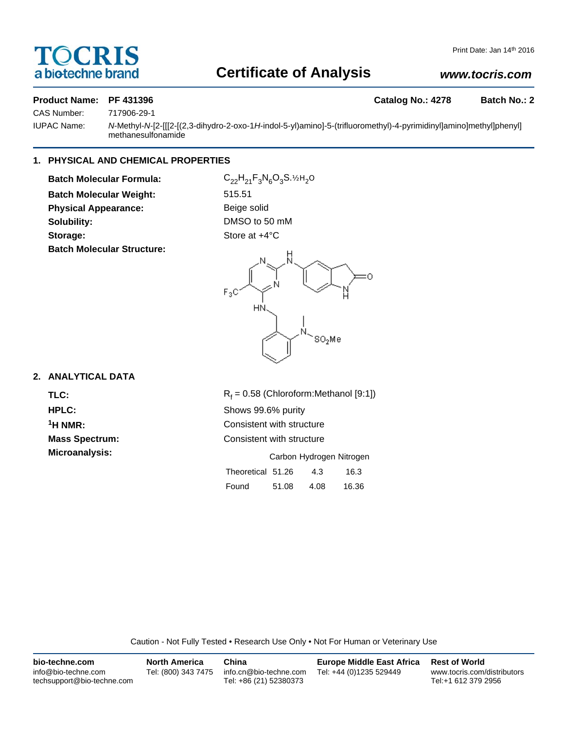# TOCRIS
a biotechne brand

Print Date: Jan 14th 2016

## Certificate of Analysis

**www.tocris.com**

**Product Name: PF 431396** **Catalog No.: 4278** **Batch No.: 2**

CAS Number: 717906-29-1

IUPAC Name: *N*-Methyl-*N*-[2-[[[2-[(2,3-dihydro-2-oxo-1*H*-indol-5-yl)amino]-5-(trifluoromethyl)-4-pyrimidinyl]amino]methyl]phenyl] methanesulfonamide

### 1. PHYSICAL AND CHEMICAL PROPERTIES

**Batch Molecular Formula:** $C_{22}H_{21}F_3N_6O_3S.½H_2O$

**Batch Molecular Weight:** 515.51

**Physical Appearance:** Beige solid

**Solubility:** DMSO to 50 mM

**Storage:** Store at +4°C

**Batch Molecular Structure:**

### 2. ANALYTICAL DATA

**TLC:** $R_f$ = 0.58 (Chloroform:Methanol [9:1])

**HPLC:** Shows 99.6% purity

**$^1$H NMR:** Consistent with structure

**Mass Spectrum:** Consistent with structure

**Microanalysis:**

| | Carbon | Hydrogen | Nitrogen |
|---|---|---|---|
| Theoretical | 51.26 | 4.3 | 16.3 |
| Found | 51.08 | 4.08 | 16.36 |

Caution - Not Fully Tested • Research Use Only • Not For Human or Veterinary Use

**bio-techne.com**
info@bio-techne.com
techsupport@bio-techne.com

**North America**
Tel: (800) 343 7475

**China**
info.cn@bio-techne.com
Tel: +86 (21) 52380373

**Europe Middle East Africa**
Tel: +44 (0)1235 529449

**Rest of World**
www.tocris.com/distributors
Tel:+1 612 379 2956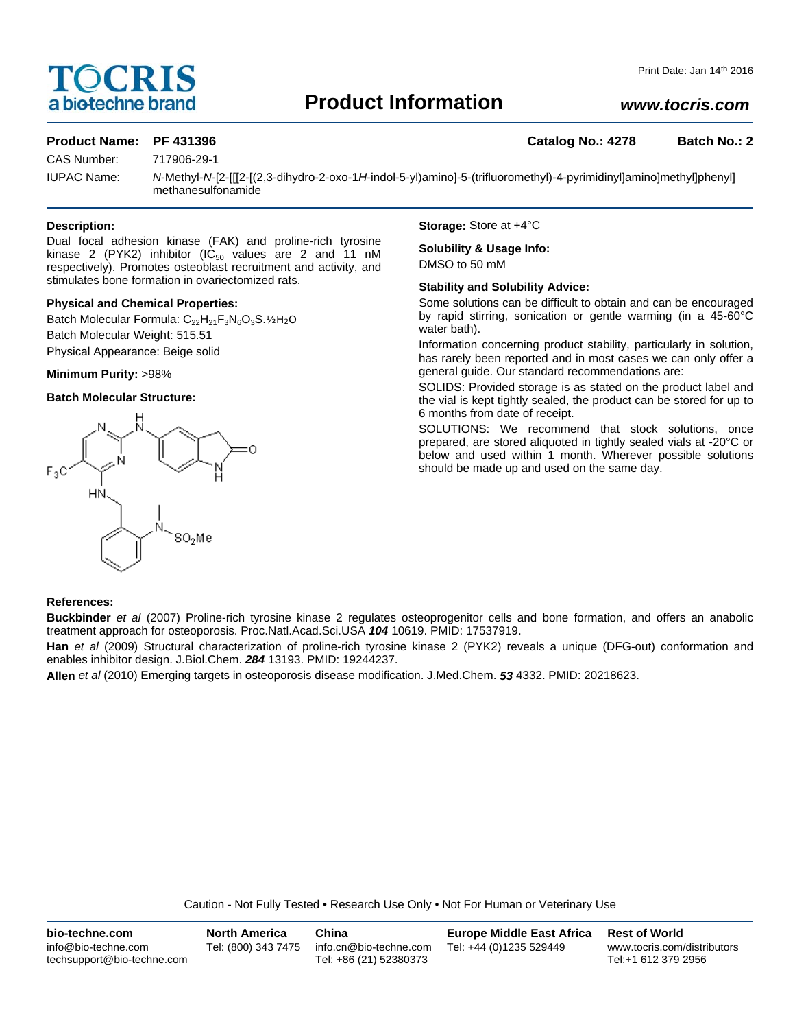# TOCRIS
a bio-techne brand

# Product Information

**www.tocris.com**

Print Date: Jan 14th 2016

**Product Name: PF 431396** **Catalog No.: 4278** **Batch No.: 2**

CAS Number: 717906-29-1

IUPAC Name: *N*-Methyl-*N*-[2-[[[2-[(2,3-dihydro-2-oxo-1*H*-indol-5-yl)amino]-5-(trifluoromethyl)-4-pyrimidinyl]amino]methyl]phenyl] methanesulfonamide

### Description:

Dual focal adhesion kinase (FAK) and proline-rich tyrosine kinase 2 (PYK2) inhibitor ($IC_{50}$ values are 2 and 11 nM respectively). Promotes osteoblast recruitment and activity, and stimulates bone formation in ovariectomized rats.

### Physical and Chemical Properties:

Batch Molecular Formula: $C_{22}H_{21}F_3N_6O_3S.½H_2O$

Batch Molecular Weight: 515.51

Physical Appearance: Beige solid

**Minimum Purity:** >98%

### Batch Molecular Structure:

F3C N N HN H N N H O N SO2Me

**Storage:** Store at +4°C

### Solubility & Usage Info:

DMSO to 50 mM

### Stability and Solubility Advice:

Some solutions can be difficult to obtain and can be encouraged by rapid stirring, sonication or gentle warming (in a 45-60°C water bath).

Information concerning product stability, particularly in solution, has rarely been reported and in most cases we can only offer a general guide. Our standard recommendations are:

SOLIDS: Provided storage is as stated on the product label and the vial is kept tightly sealed, the product can be stored for up to 6 months from date of receipt.

SOLUTIONS: We recommend that stock solutions, once prepared, are stored aliquoted in tightly sealed vials at -20°C or below and used within 1 month. Wherever possible solutions should be made up and used on the same day.

### References:

**Buckbinder** *et al* (2007) Proline-rich tyrosine kinase 2 regulates osteoprogenitor cells and bone formation, and offers an anabolic treatment approach for osteoporosis. Proc.Natl.Acad.Sci.USA ***104*** 10619. PMID: 17537919.

**Han** *et al* (2009) Structural characterization of proline-rich tyrosine kinase 2 (PYK2) reveals a unique (DFG-out) conformation and enables inhibitor design. J.Biol.Chem. ***284*** 13193. PMID: 19244237.

**Allen** *et al* (2010) Emerging targets in osteoporosis disease modification. J.Med.Chem. ***53*** 4332. PMID: 20218623.

Caution - Not Fully Tested • Research Use Only • Not For Human or Veterinary Use

| **bio-techne.com** | **North America** | **China** | **Europe Middle East Africa** | **Rest of World** |
|---|---|---|---|---|
| info@bio-techne.com<br>techsupport@bio-techne.com | Tel: (800) 343 7475 | info.cn@bio-techne.com<br>Tel: +86 (21) 52380373 | Tel: +44 (0)1235 529449 | www.tocris.com/distributors<br>Tel:+1 612 379 2956 |